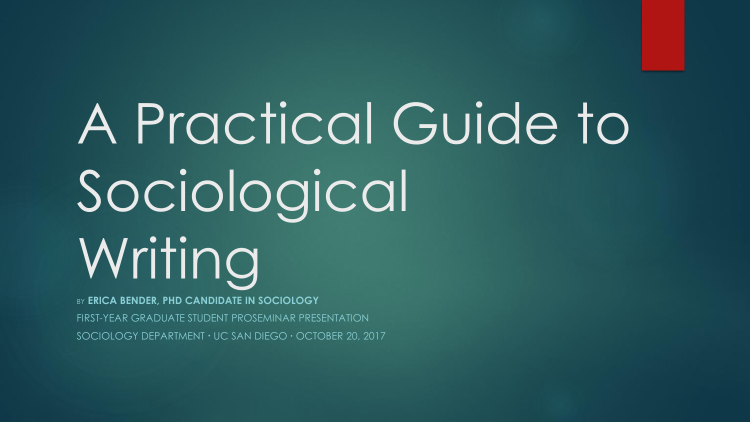# A Practical Guide to Sociological Writing

BY **ERICA BENDER, PHD CANDIDATE IN SOCIOLOGY**

FIRST-YEAR GRADUATE STUDENT PROSEMINAR PRESENTATION

SOCIOLOGY DEPARTMENT · UC SAN DIEGO · OCTOBER 20, 2017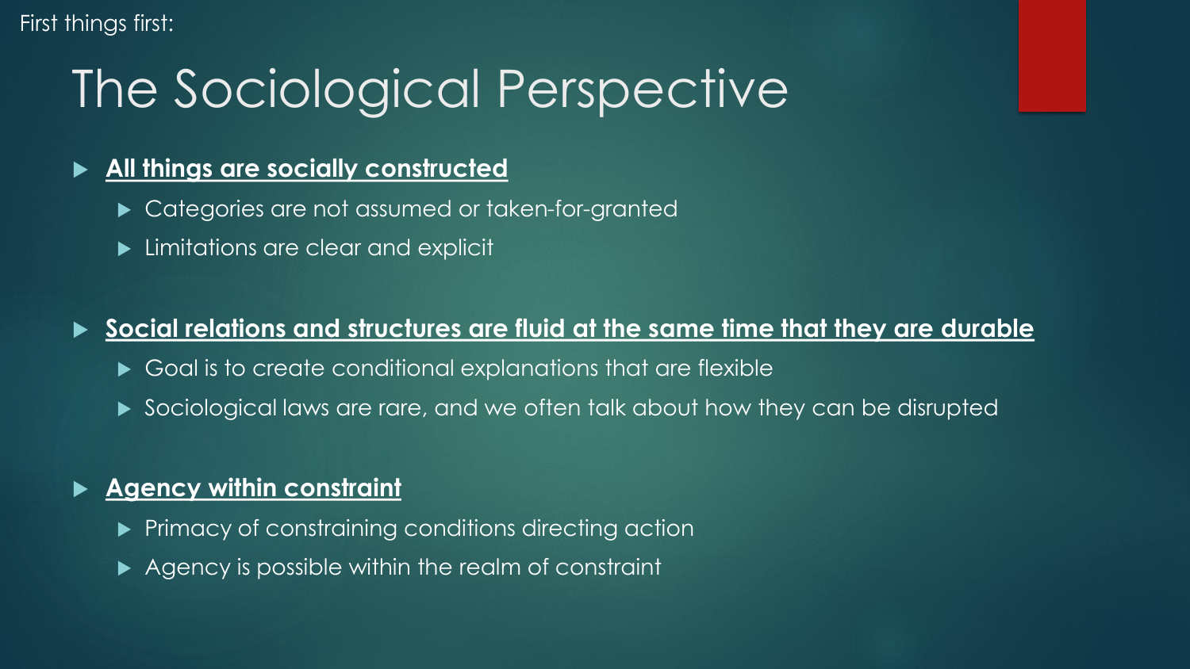First things first:

# The Sociological Perspective

- **All things are socially constructed**
  - Categories are not assumed or taken-for-granted
  - Limitations are clear and explicit
- **Social relations and structures are fluid at the same time that they are durable**
  - Goal is to create conditional explanations that are flexible
  - Sociological laws are rare, and we often talk about how they can be disrupted
- **Agency within constraint**
  - Primacy of constraining conditions directing action
  - Agency is possible within the realm of constraint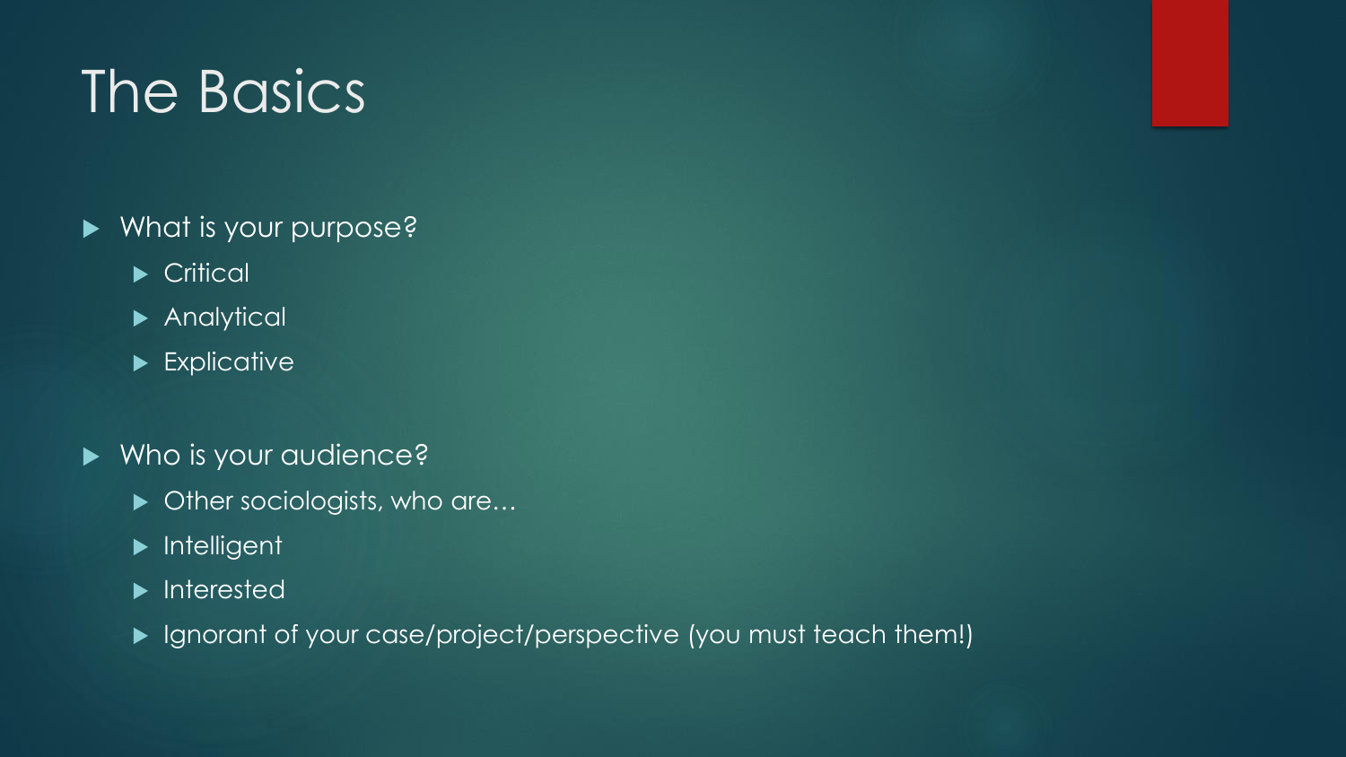# The Basics

- What is your purpose?
  - Critical
  - Analytical
  - Explicative

- Who is your audience?
  - Other sociologists, who are…
  - Intelligent
  - Interested
  - Ignorant of your case/project/perspective (you must teach them!)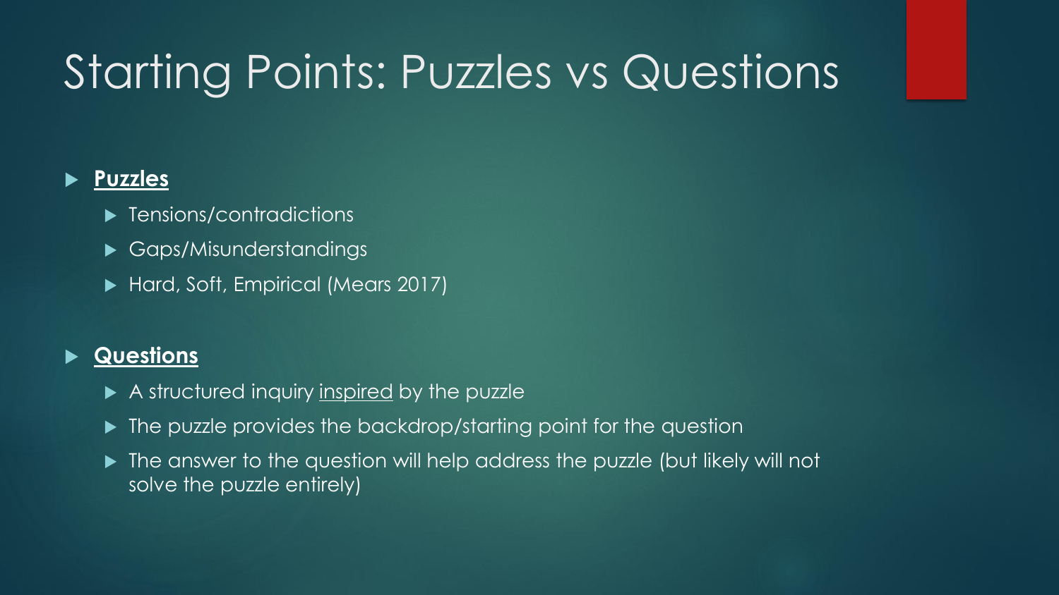# Starting Points: Puzzles vs Questions

- **Puzzles**
  - Tensions/contradictions
  - Gaps/Misunderstandings
  - Hard, Soft, Empirical (Mears 2017)
- **Questions**
  - A structured inquiry inspired by the puzzle
  - The puzzle provides the backdrop/starting point for the question
  - The answer to the question will help address the puzzle (but likely will not solve the puzzle entirely)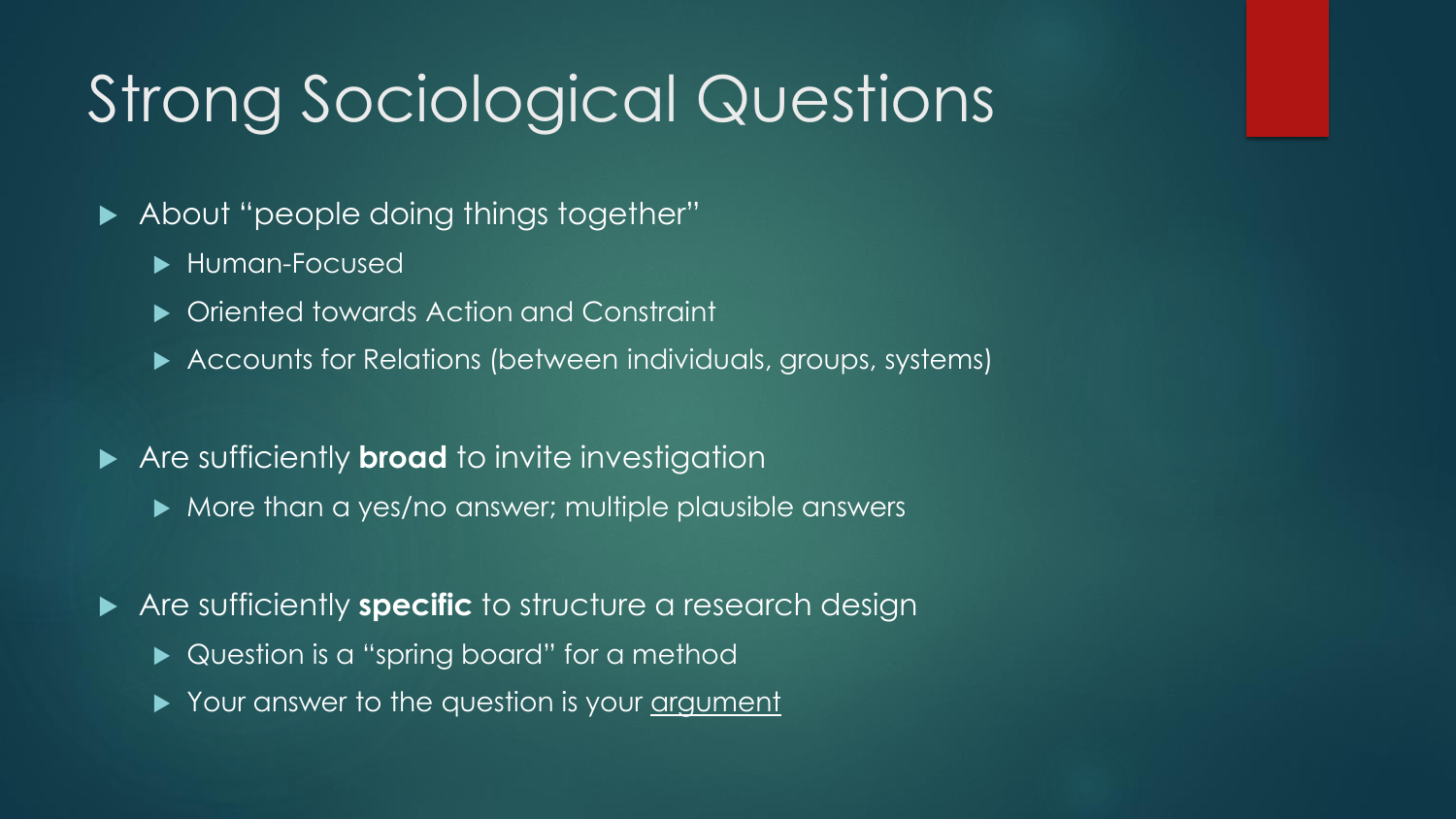# Strong Sociological Questions

- About “people doing things together”
  - Human-Focused
  - Oriented towards Action and Constraint
  - Accounts for Relations (between individuals, groups, systems)
- Are sufficiently **broad** to invite investigation
  - More than a yes/no answer; multiple plausible answers
- Are sufficiently **specific** to structure a research design
  - Question is a “spring board” for a method
  - Your answer to the question is your <u>argument</u>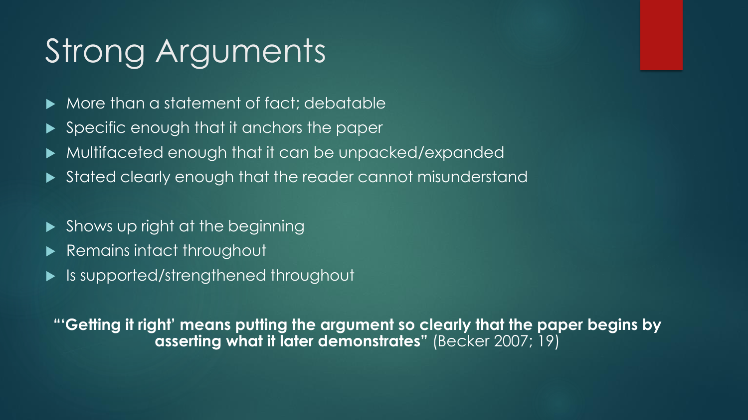# Strong Arguments

- More than a statement of fact; debatable
- Specific enough that it anchors the paper
- Multifaceted enough that it can be unpacked/expanded
- Stated clearly enough that the reader cannot misunderstand

- Shows up right at the beginning
- Remains intact throughout
- Is supported/strengthened throughout

**"'Getting it right' means putting the argument so clearly that the paper begins by asserting what it later demonstrates"** (Becker 2007; 19)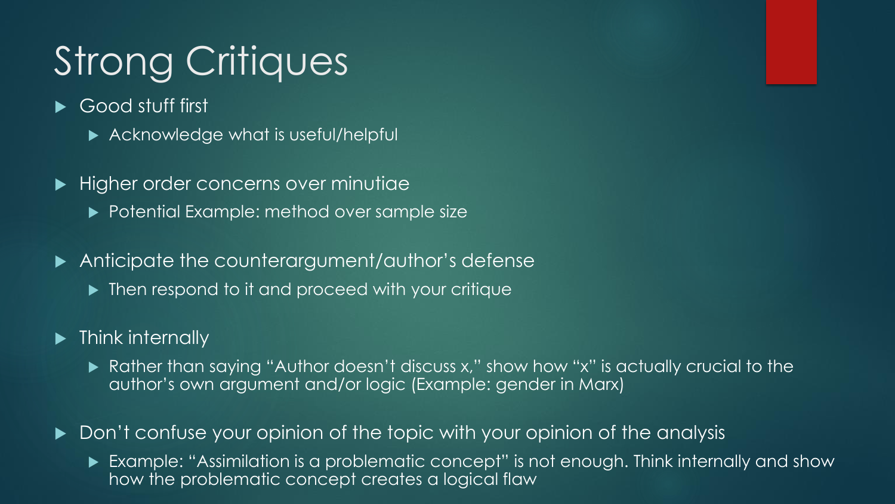# Strong Critiques

- Good stuff first
  - Acknowledge what is useful/helpful
- Higher order concerns over minutiae
  - Potential Example: method over sample size
- Anticipate the counterargument/author's defense
  - Then respond to it and proceed with your critique
- Think internally
  - Rather than saying "Author doesn't discuss x," show how "x" is actually crucial to the author's own argument and/or logic (Example: gender in Marx)
- Don't confuse your opinion of the topic with your opinion of the analysis
  - Example: "Assimilation is a problematic concept" is not enough. Think internally and show how the problematic concept creates a logical flaw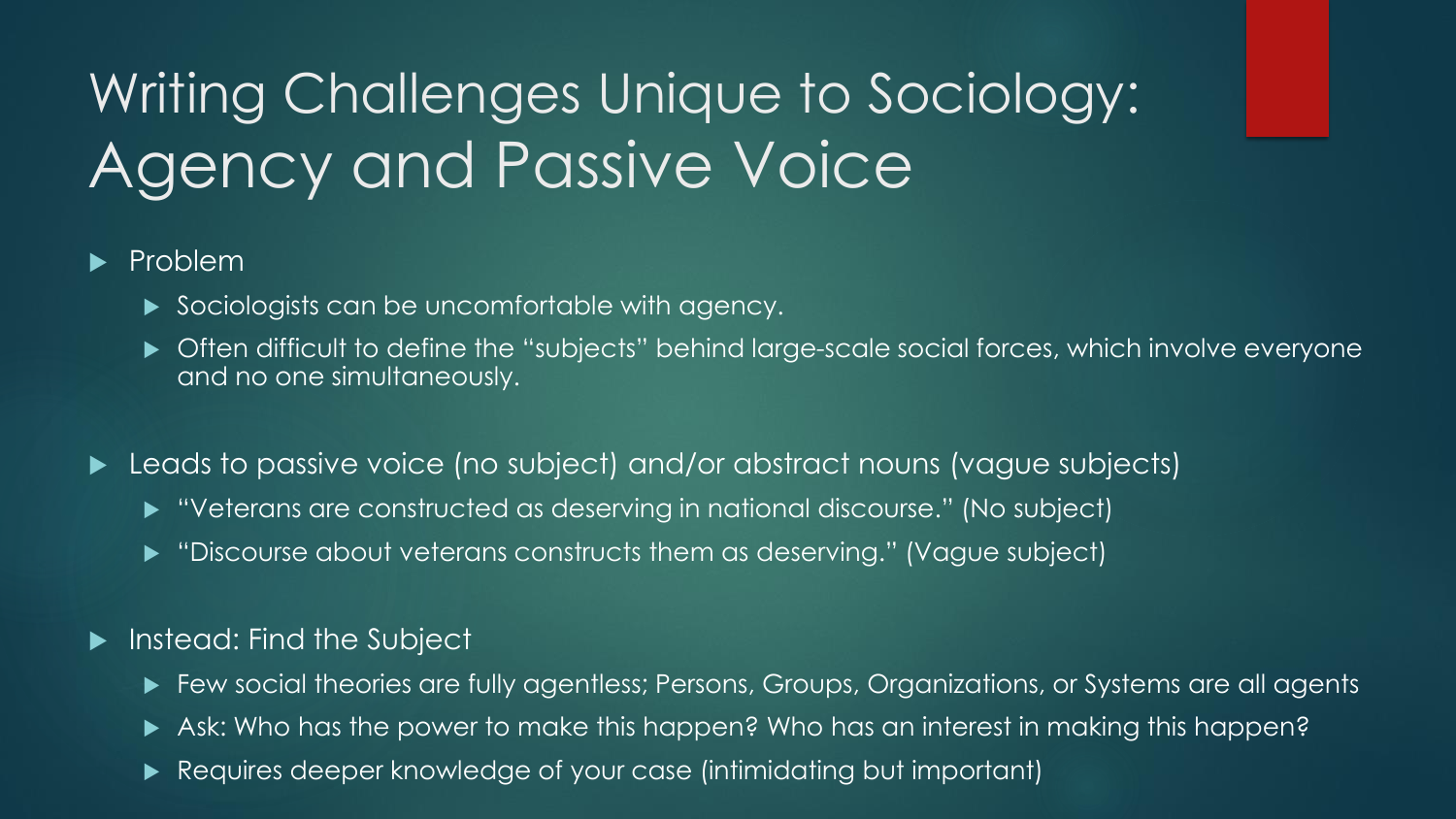# Writing Challenges Unique to Sociology: Agency and Passive Voice

- Problem
  - Sociologists can be uncomfortable with agency.
  - Often difficult to define the "subjects" behind large-scale social forces, which involve everyone and no one simultaneously.
- Leads to passive voice (no subject) and/or abstract nouns (vague subjects)
  - "Veterans are constructed as deserving in national discourse." (No subject)
  - "Discourse about veterans constructs them as deserving." (Vague subject)
- Instead: Find the Subject
  - Few social theories are fully agentless; Persons, Groups, Organizations, or Systems are all agents
  - Ask: Who has the power to make this happen? Who has an interest in making this happen?
  - Requires deeper knowledge of your case (intimidating but important)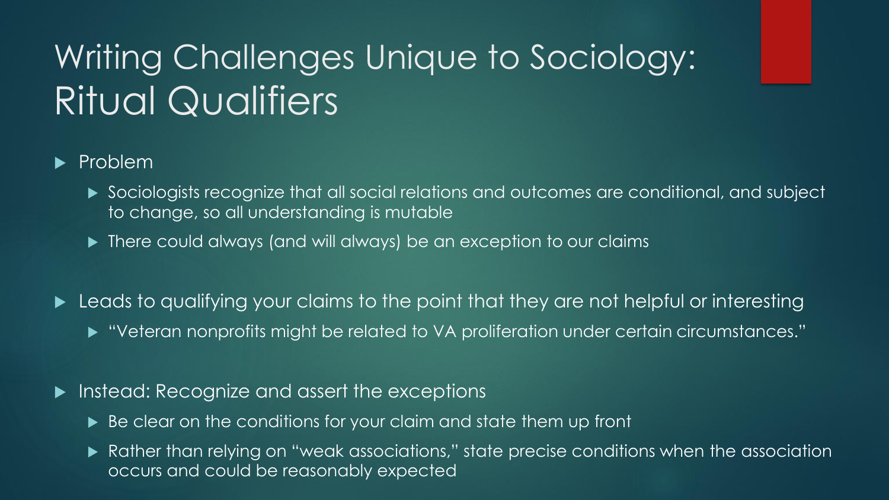# Writing Challenges Unique to Sociology: Ritual Qualifiers

- Problem
  - Sociologists recognize that all social relations and outcomes are conditional, and subject to change, so all understanding is mutable
  - There could always (and will always) be an exception to our claims

- Leads to qualifying your claims to the point that they are not helpful or interesting
  - "Veteran nonprofits might be related to VA proliferation under certain circumstances."

- Instead: Recognize and assert the exceptions
  - Be clear on the conditions for your claim and state them up front
  - Rather than relying on "weak associations," state precise conditions when the association occurs and could be reasonably expected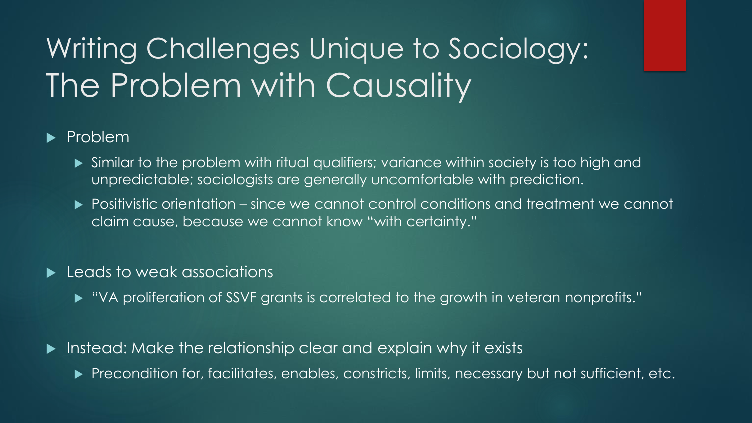# Writing Challenges Unique to Sociology: The Problem with Causality

- Problem
  - Similar to the problem with ritual qualifiers; variance within society is too high and unpredictable; sociologists are generally uncomfortable with prediction.
  - Positivistic orientation – since we cannot control conditions and treatment we cannot claim cause, because we cannot know "with certainty."
- Leads to weak associations
  - "VA proliferation of SSVF grants is correlated to the growth in veteran nonprofits."
- Instead: Make the relationship clear and explain why it exists
  - Precondition for, facilitates, enables, constricts, limits, necessary but not sufficient, etc.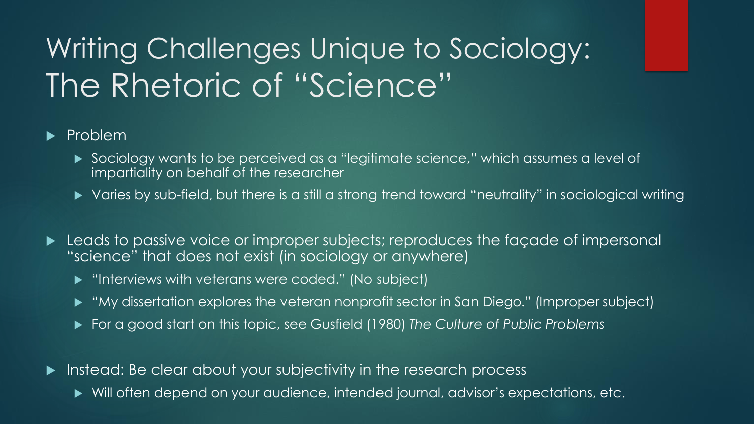# Writing Challenges Unique to Sociology: The Rhetoric of "Science"

- Problem
  - Sociology wants to be perceived as a "legitimate science," which assumes a level of impartiality on behalf of the researcher
  - Varies by sub-field, but there is a still a strong trend toward "neutrality" in sociological writing

- Leads to passive voice or improper subjects; reproduces the façade of impersonal "science" that does not exist (in sociology or anywhere)
  - "Interviews with veterans were coded." (No subject)
  - "My dissertation explores the veteran nonprofit sector in San Diego." (Improper subject)
  - For a good start on this topic, see Gusfield (1980) *The Culture of Public Problems*

- Instead: Be clear about your subjectivity in the research process
  - Will often depend on your audience, intended journal, advisor's expectations, etc.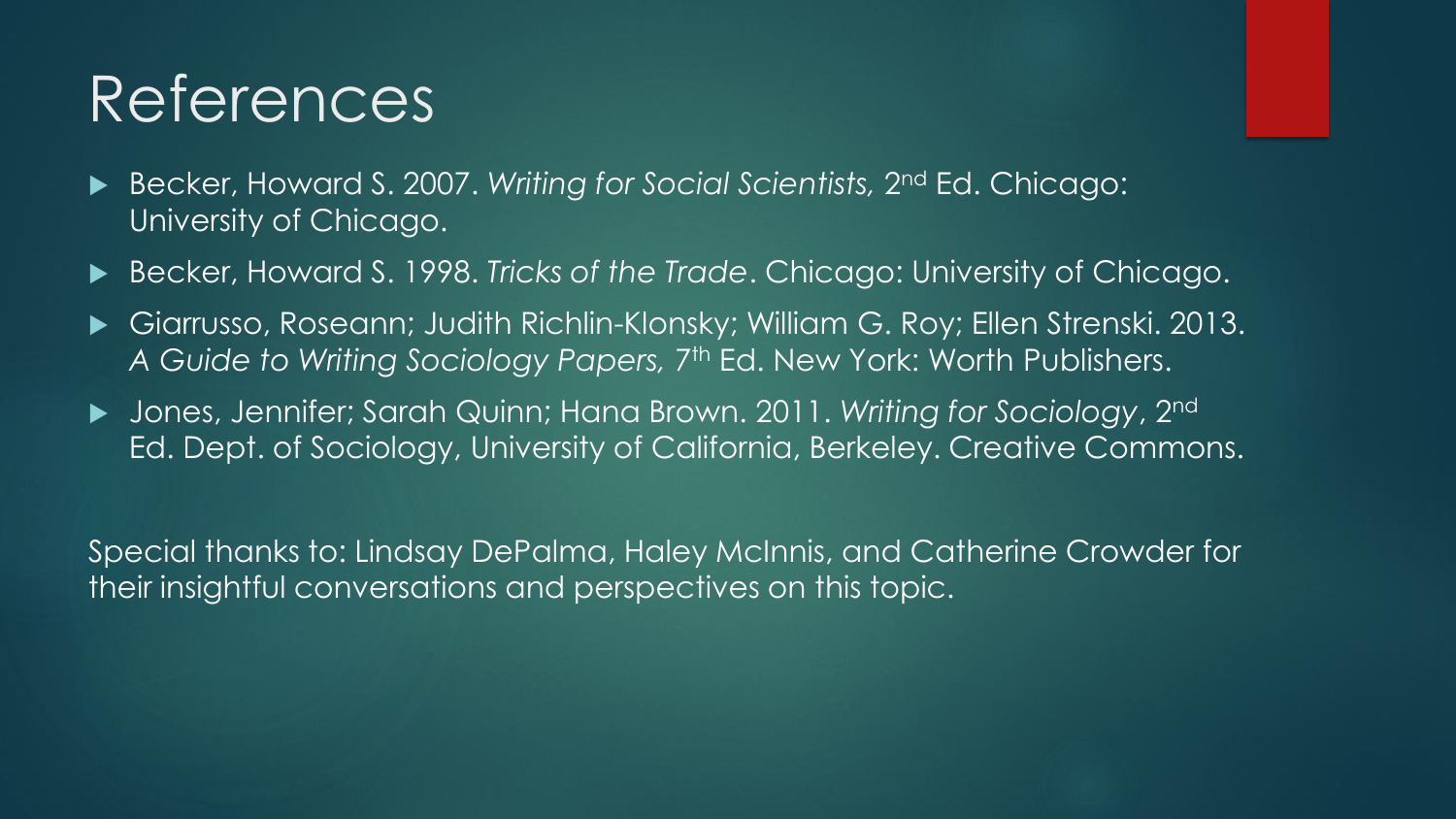# References

- Becker, Howard S. 2007. *Writing for Social Scientists,* 2nd Ed. Chicago: University of Chicago.
- Becker, Howard S. 1998. *Tricks of the Trade*. Chicago: University of Chicago.
- Giarrusso, Roseann; Judith Richlin-Klonsky; William G. Roy; Ellen Strenski. 2013. *A Guide to Writing Sociology Papers,* 7th Ed. New York: Worth Publishers.
- Jones, Jennifer; Sarah Quinn; Hana Brown. 2011. *Writing for Sociology*, 2nd Ed. Dept. of Sociology, University of California, Berkeley. Creative Commons.

Special thanks to: Lindsay DePalma, Haley McInnis, and Catherine Crowder for their insightful conversations and perspectives on this topic.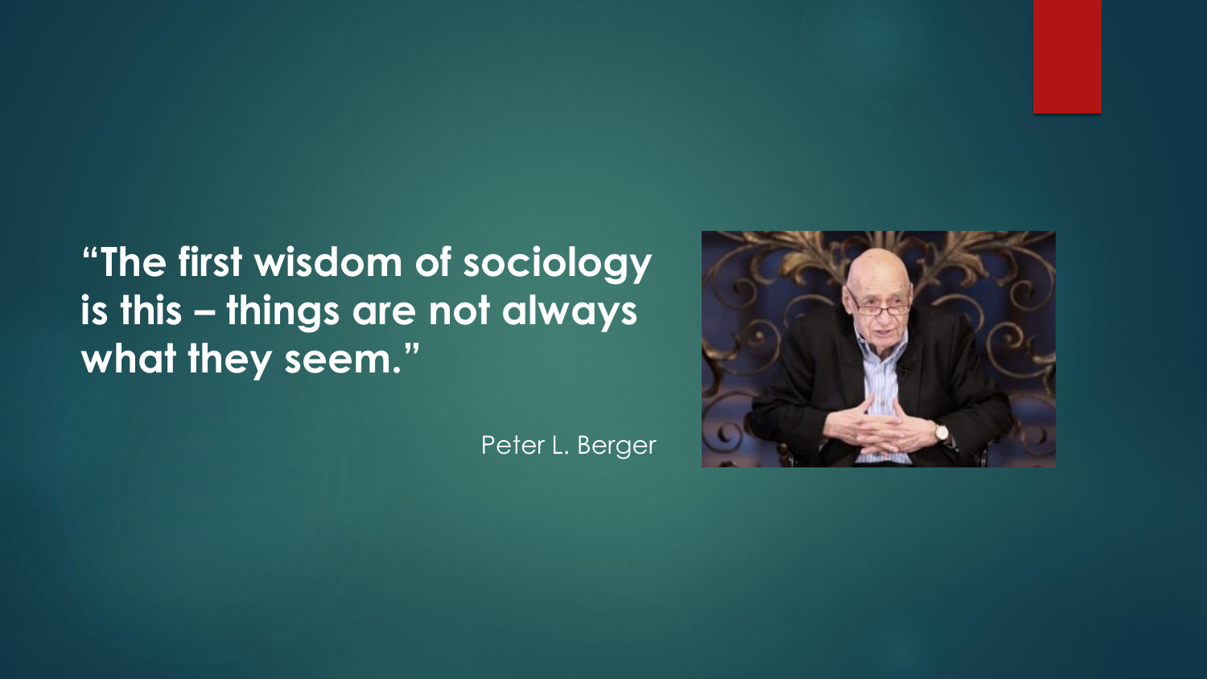**“The first wisdom of sociology is this – things are not always what they seem.”**

Peter L. Berger